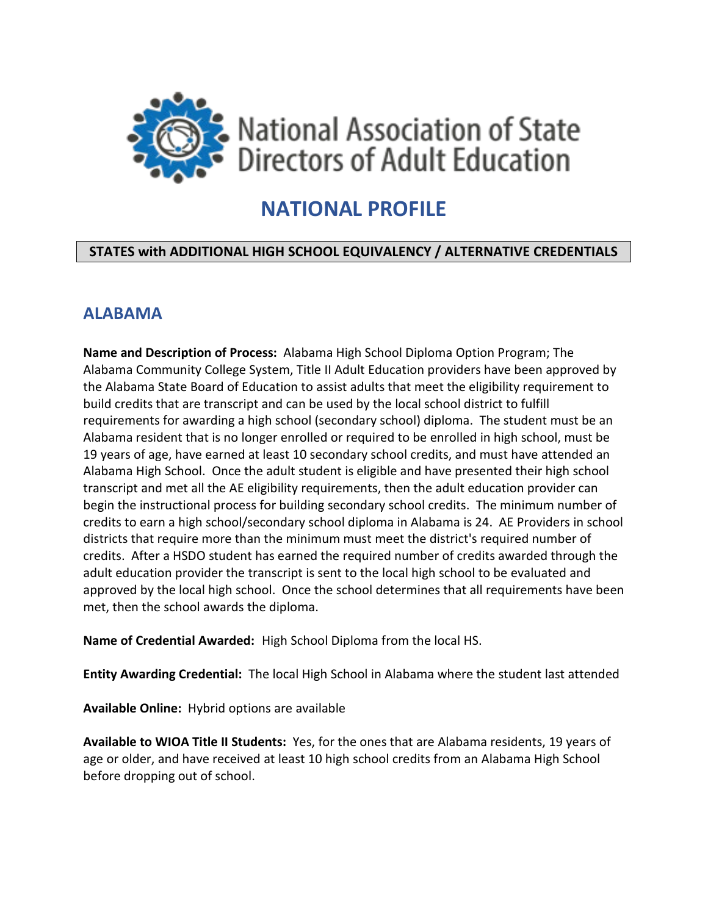National Association of State Directors of Adult Education

# NATIONAL PROFILE

**STATES with ADDITIONAL HIGH SCHOOL EQUIVALENCY / ALTERNATIVE CREDENTIALS**

## ALABAMA

**Name and Description of Process:** Alabama High School Diploma Option Program; The Alabama Community College System, Title II Adult Education providers have been approved by the Alabama State Board of Education to assist adults that meet the eligibility requirement to build credits that are transcript and can be used by the local school district to fulfill requirements for awarding a high school (secondary school) diploma. The student must be an Alabama resident that is no longer enrolled or required to be enrolled in high school, must be 19 years of age, have earned at least 10 secondary school credits, and must have attended an Alabama High School. Once the adult student is eligible and have presented their high school transcript and met all the AE eligibility requirements, then the adult education provider can begin the instructional process for building secondary school credits. The minimum number of credits to earn a high school/secondary school diploma in Alabama is 24. AE Providers in school districts that require more than the minimum must meet the district's required number of credits. After a HSDO student has earned the required number of credits awarded through the adult education provider the transcript is sent to the local high school to be evaluated and approved by the local high school. Once the school determines that all requirements have been met, then the school awards the diploma.

**Name of Credential Awarded:** High School Diploma from the local HS.

**Entity Awarding Credential:** The local High School in Alabama where the student last attended

**Available Online:** Hybrid options are available

**Available to WIOA Title II Students:** Yes, for the ones that are Alabama residents, 19 years of age or older, and have received at least 10 high school credits from an Alabama High School before dropping out of school.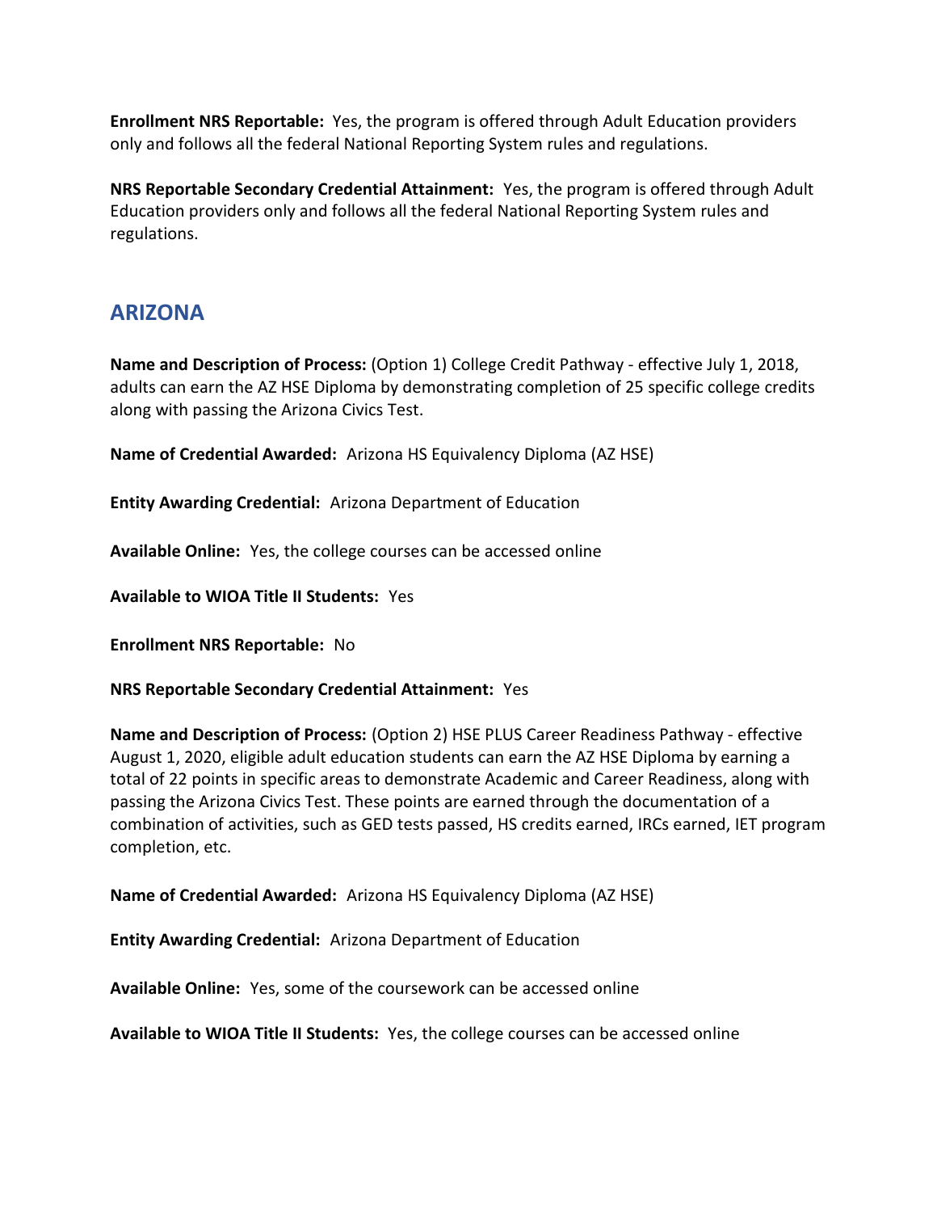**Enrollment NRS Reportable:** Yes, the program is offered through Adult Education providers only and follows all the federal National Reporting System rules and regulations.

**NRS Reportable Secondary Credential Attainment:** Yes, the program is offered through Adult Education providers only and follows all the federal National Reporting System rules and regulations.

## ARIZONA

**Name and Description of Process:** (Option 1) College Credit Pathway - effective July 1, 2018, adults can earn the AZ HSE Diploma by demonstrating completion of 25 specific college credits along with passing the Arizona Civics Test.

**Name of Credential Awarded:** Arizona HS Equivalency Diploma (AZ HSE)

**Entity Awarding Credential:** Arizona Department of Education

**Available Online:** Yes, the college courses can be accessed online

**Available to WIOA Title II Students:** Yes

**Enrollment NRS Reportable:** No

**NRS Reportable Secondary Credential Attainment:** Yes

**Name and Description of Process:** (Option 2) HSE PLUS Career Readiness Pathway - effective August 1, 2020, eligible adult education students can earn the AZ HSE Diploma by earning a total of 22 points in specific areas to demonstrate Academic and Career Readiness, along with passing the Arizona Civics Test. These points are earned through the documentation of a combination of activities, such as GED tests passed, HS credits earned, IRCs earned, IET program completion, etc.

**Name of Credential Awarded:** Arizona HS Equivalency Diploma (AZ HSE)

**Entity Awarding Credential:** Arizona Department of Education

**Available Online:** Yes, some of the coursework can be accessed online

**Available to WIOA Title II Students:** Yes, the college courses can be accessed online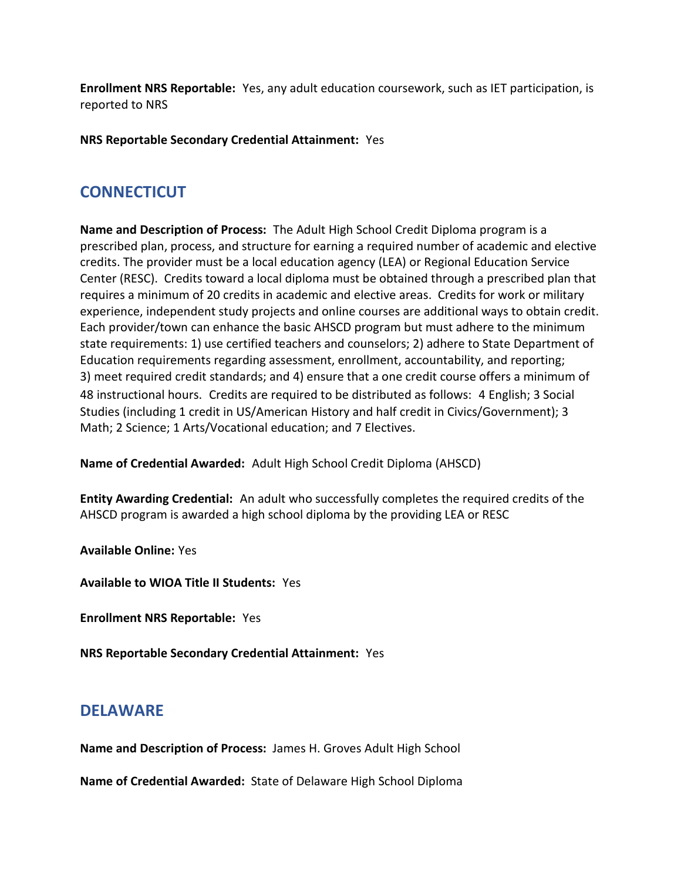**Enrollment NRS Reportable:** Yes, any adult education coursework, such as IET participation, is reported to NRS

**NRS Reportable Secondary Credential Attainment:** Yes

## CONNECTICUT

**Name and Description of Process:** The Adult High School Credit Diploma program is a prescribed plan, process, and structure for earning a required number of academic and elective credits. The provider must be a local education agency (LEA) or Regional Education Service Center (RESC). Credits toward a local diploma must be obtained through a prescribed plan that requires a minimum of 20 credits in academic and elective areas. Credits for work or military experience, independent study projects and online courses are additional ways to obtain credit. Each provider/town can enhance the basic AHSCD program but must adhere to the minimum state requirements: 1) use certified teachers and counselors; 2) adhere to State Department of Education requirements regarding assessment, enrollment, accountability, and reporting; 3) meet required credit standards; and 4) ensure that a one credit course offers a minimum of 48 instructional hours. Credits are required to be distributed as follows: 4 English; 3 Social Studies (including 1 credit in US/American History and half credit in Civics/Government); 3 Math; 2 Science; 1 Arts/Vocational education; and 7 Electives.

**Name of Credential Awarded:** Adult High School Credit Diploma (AHSCD)

**Entity Awarding Credential:** An adult who successfully completes the required credits of the AHSCD program is awarded a high school diploma by the providing LEA or RESC

**Available Online:** Yes

**Available to WIOA Title II Students:** Yes

**Enrollment NRS Reportable:** Yes

**NRS Reportable Secondary Credential Attainment:** Yes

## DELAWARE

**Name and Description of Process:** James H. Groves Adult High School

**Name of Credential Awarded:** State of Delaware High School Diploma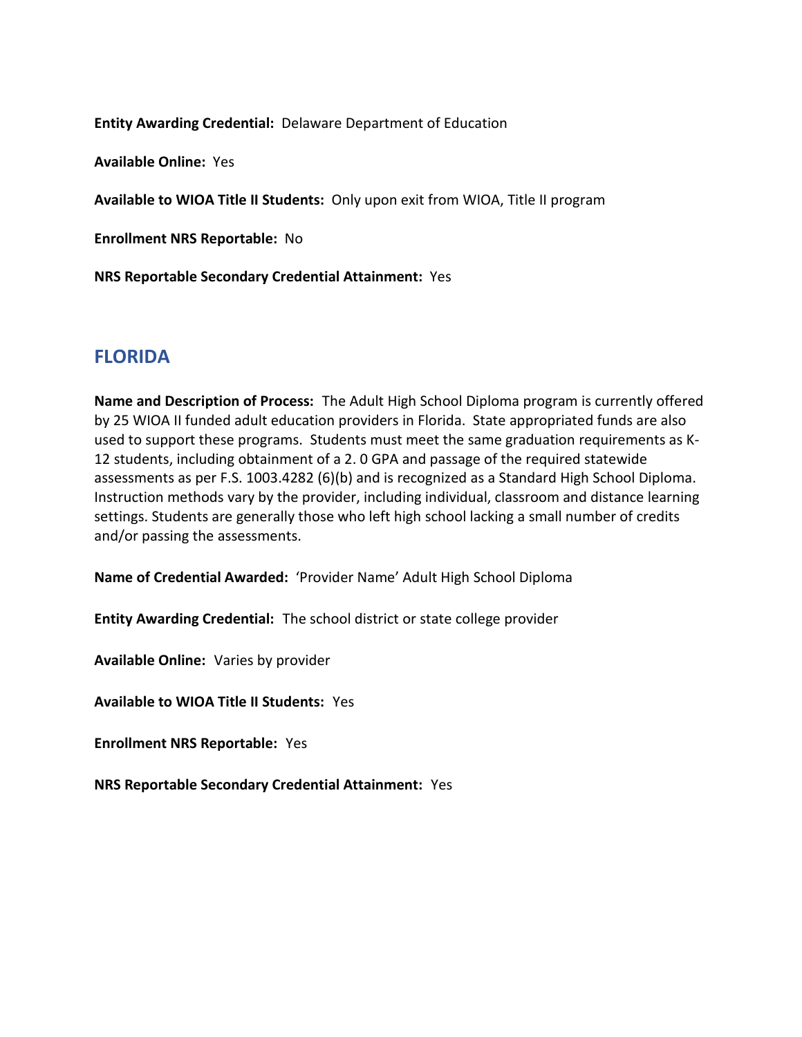**Entity Awarding Credential:** Delaware Department of Education

**Available Online:** Yes

**Available to WIOA Title II Students:** Only upon exit from WIOA, Title II program

**Enrollment NRS Reportable:** No

**NRS Reportable Secondary Credential Attainment:** Yes

## FLORIDA

**Name and Description of Process:** The Adult High School Diploma program is currently offered by 25 WIOA II funded adult education providers in Florida. State appropriated funds are also used to support these programs. Students must meet the same graduation requirements as K-12 students, including obtainment of a 2. 0 GPA and passage of the required statewide assessments as per F.S. 1003.4282 (6)(b) and is recognized as a Standard High School Diploma. Instruction methods vary by the provider, including individual, classroom and distance learning settings. Students are generally those who left high school lacking a small number of credits and/or passing the assessments.

**Name of Credential Awarded:** 'Provider Name' Adult High School Diploma

**Entity Awarding Credential:** The school district or state college provider

**Available Online:** Varies by provider

**Available to WIOA Title II Students:** Yes

**Enrollment NRS Reportable:** Yes

**NRS Reportable Secondary Credential Attainment:** Yes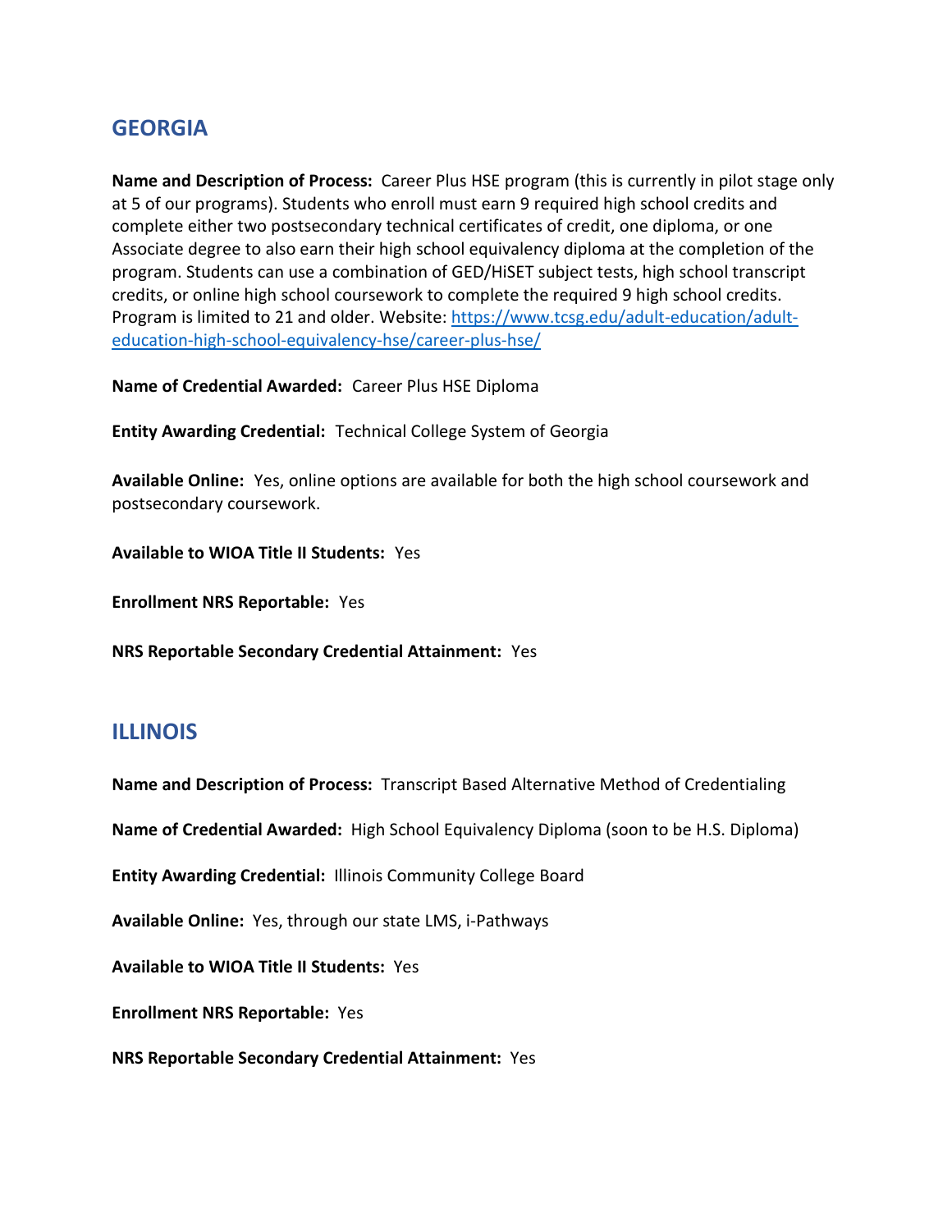## GEORGIA

**Name and Description of Process:** Career Plus HSE program (this is currently in pilot stage only at 5 of our programs). Students who enroll must earn 9 required high school credits and complete either two postsecondary technical certificates of credit, one diploma, or one Associate degree to also earn their high school equivalency diploma at the completion of the program. Students can use a combination of GED/HiSET subject tests, high school transcript credits, or online high school coursework to complete the required 9 high school credits. Program is limited to 21 and older. Website: [https://www.tcsg.edu/adult-education/adult-education-high-school-equivalency-hse/career-plus-hse/](https://www.tcsg.edu/adult-education/adult-education-high-school-equivalency-hse/career-plus-hse/)

**Name of Credential Awarded:** Career Plus HSE Diploma

**Entity Awarding Credential:** Technical College System of Georgia

**Available Online:** Yes, online options are available for both the high school coursework and postsecondary coursework.

**Available to WIOA Title II Students:** Yes

**Enrollment NRS Reportable:** Yes

**NRS Reportable Secondary Credential Attainment:** Yes

## ILLINOIS

**Name and Description of Process:** Transcript Based Alternative Method of Credentialing

**Name of Credential Awarded:** High School Equivalency Diploma (soon to be H.S. Diploma)

**Entity Awarding Credential:** Illinois Community College Board

**Available Online:** Yes, through our state LMS, i-Pathways

**Available to WIOA Title II Students:** Yes

**Enrollment NRS Reportable:** Yes

**NRS Reportable Secondary Credential Attainment:** Yes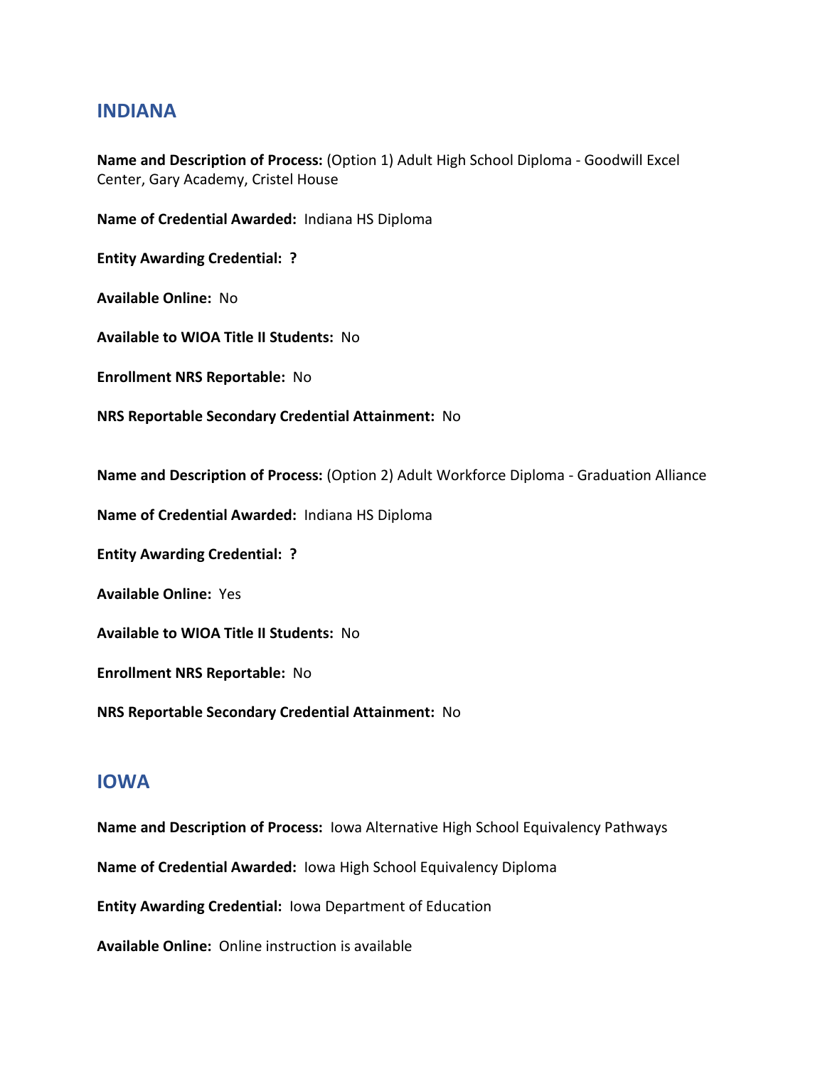## INDIANA

**Name and Description of Process:** (Option 1) Adult High School Diploma - Goodwill Excel Center, Gary Academy, Cristel House

**Name of Credential Awarded:** Indiana HS Diploma

**Entity Awarding Credential: ?**

**Available Online:** No

**Available to WIOA Title II Students:** No

**Enrollment NRS Reportable:** No

**NRS Reportable Secondary Credential Attainment:** No

**Name and Description of Process:** (Option 2) Adult Workforce Diploma - Graduation Alliance

**Name of Credential Awarded:** Indiana HS Diploma

**Entity Awarding Credential: ?**

**Available Online:** Yes

**Available to WIOA Title II Students:** No

**Enrollment NRS Reportable:** No

**NRS Reportable Secondary Credential Attainment:** No

## IOWA

**Name and Description of Process:** Iowa Alternative High School Equivalency Pathways

**Name of Credential Awarded:** Iowa High School Equivalency Diploma

**Entity Awarding Credential:** Iowa Department of Education

**Available Online:** Online instruction is available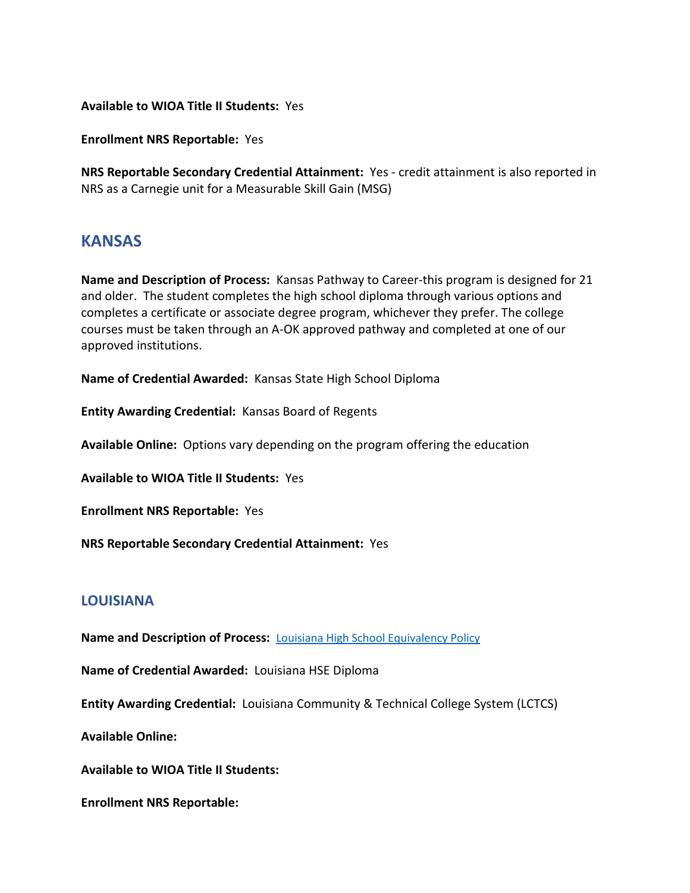**Available to WIOA Title II Students:** Yes

**Enrollment NRS Reportable:** Yes

**NRS Reportable Secondary Credential Attainment:** Yes - credit attainment is also reported in NRS as a Carnegie unit for a Measurable Skill Gain (MSG)

## KANSAS

**Name and Description of Process:** Kansas Pathway to Career-this program is designed for 21 and older. The student completes the high school diploma through various options and completes a certificate or associate degree program, whichever they prefer. The college courses must be taken through an A-OK approved pathway and completed at one of our approved institutions.

**Name of Credential Awarded:** Kansas State High School Diploma

**Entity Awarding Credential:** Kansas Board of Regents

**Available Online:** Options vary depending on the program offering the education

**Available to WIOA Title II Students:** Yes

**Enrollment NRS Reportable:** Yes

**NRS Reportable Secondary Credential Attainment:** Yes

## LOUISIANA

**Name and Description of Process:** [Louisiana High School Equivalency Policy]

**Name of Credential Awarded:** Louisiana HSE Diploma

**Entity Awarding Credential:** Louisiana Community & Technical College System (LCTCS)

**Available Online:**

**Available to WIOA Title II Students:**

**Enrollment NRS Reportable:**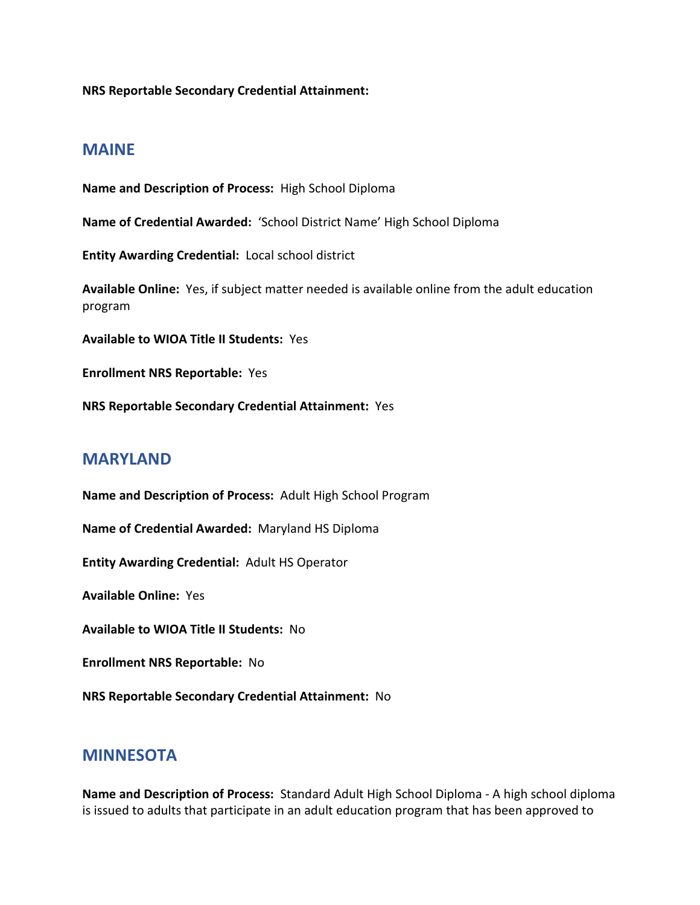**NRS Reportable Secondary Credential Attainment:**

## MAINE

**Name and Description of Process:** High School Diploma

**Name of Credential Awarded:** 'School District Name' High School Diploma

**Entity Awarding Credential:** Local school district

**Available Online:** Yes, if subject matter needed is available online from the adult education program

**Available to WIOA Title II Students:** Yes

**Enrollment NRS Reportable:** Yes

**NRS Reportable Secondary Credential Attainment:** Yes

## MARYLAND

**Name and Description of Process:** Adult High School Program

**Name of Credential Awarded:** Maryland HS Diploma

**Entity Awarding Credential:** Adult HS Operator

**Available Online:** Yes

**Available to WIOA Title II Students:** No

**Enrollment NRS Reportable:** No

**NRS Reportable Secondary Credential Attainment:** No

## MINNESOTA

**Name and Description of Process:** Standard Adult High School Diploma - A high school diploma is issued to adults that participate in an adult education program that has been approved to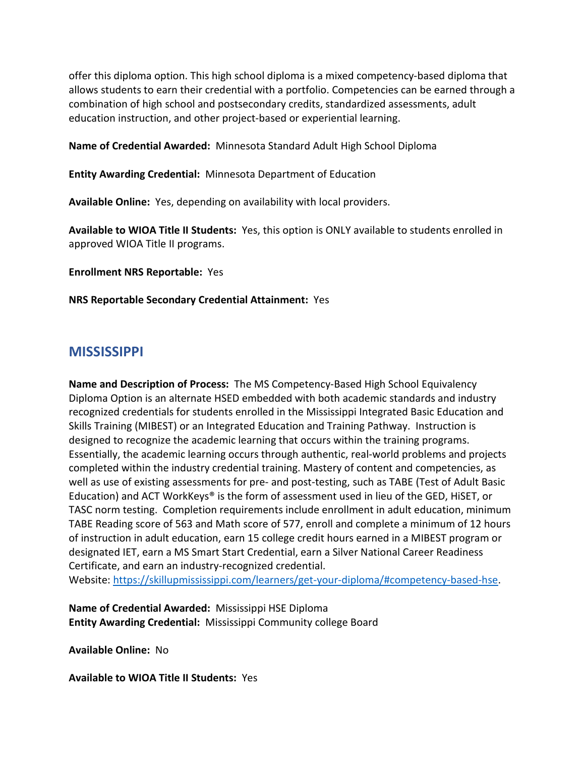offer this diploma option. This high school diploma is a mixed competency-based diploma that allows students to earn their credential with a portfolio. Competencies can be earned through a combination of high school and postsecondary credits, standardized assessments, adult education instruction, and other project-based or experiential learning.

**Name of Credential Awarded:** Minnesota Standard Adult High School Diploma

**Entity Awarding Credential:** Minnesota Department of Education

**Available Online:** Yes, depending on availability with local providers.

**Available to WIOA Title II Students:** Yes, this option is ONLY available to students enrolled in approved WIOA Title II programs.

**Enrollment NRS Reportable:** Yes

**NRS Reportable Secondary Credential Attainment:** Yes

## MISSISSIPPI

**Name and Description of Process:** The MS Competency-Based High School Equivalency Diploma Option is an alternate HSED embedded with both academic standards and industry recognized credentials for students enrolled in the Mississippi Integrated Basic Education and Skills Training (MIBEST) or an Integrated Education and Training Pathway. Instruction is designed to recognize the academic learning that occurs within the training programs. Essentially, the academic learning occurs through authentic, real-world problems and projects completed within the industry credential training. Mastery of content and competencies, as well as use of existing assessments for pre- and post-testing, such as TABE (Test of Adult Basic Education) and ACT WorkKeys® is the form of assessment used in lieu of the GED, HiSET, or TASC norm testing. Completion requirements include enrollment in adult education, minimum TABE Reading score of 563 and Math score of 577, enroll and complete a minimum of 12 hours of instruction in adult education, earn 15 college credit hours earned in a MIBEST program or designated IET, earn a MS Smart Start Credential, earn a Silver National Career Readiness Certificate, and earn an industry-recognized credential.
Website: [https://skillupmississippi.com/learners/get-your-diploma/#competency-based-hse](https://skillupmississippi.com/learners/get-your-diploma/#competency-based-hse).

**Name of Credential Awarded:** Mississippi HSE Diploma
**Entity Awarding Credential:** Mississippi Community college Board

**Available Online:** No

**Available to WIOA Title II Students:** Yes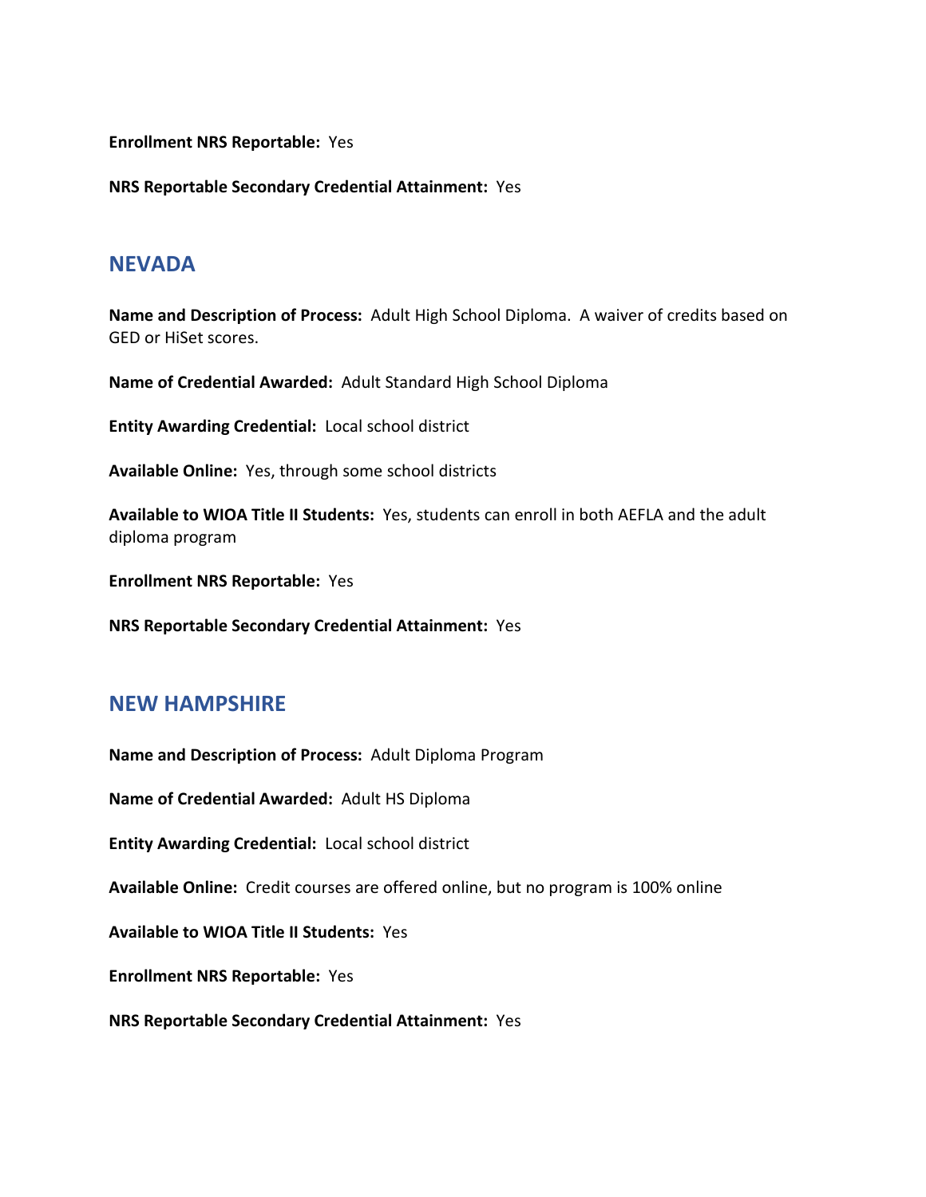**Enrollment NRS Reportable:** Yes

**NRS Reportable Secondary Credential Attainment:** Yes

## NEVADA

**Name and Description of Process:** Adult High School Diploma. A waiver of credits based on GED or HiSet scores.

**Name of Credential Awarded:** Adult Standard High School Diploma

**Entity Awarding Credential:** Local school district

**Available Online:** Yes, through some school districts

**Available to WIOA Title II Students:** Yes, students can enroll in both AEFLA and the adult diploma program

**Enrollment NRS Reportable:** Yes

**NRS Reportable Secondary Credential Attainment:** Yes

## NEW HAMPSHIRE

**Name and Description of Process:** Adult Diploma Program

**Name of Credential Awarded:** Adult HS Diploma

**Entity Awarding Credential:** Local school district

**Available Online:** Credit courses are offered online, but no program is 100% online

**Available to WIOA Title II Students:** Yes

**Enrollment NRS Reportable:** Yes

**NRS Reportable Secondary Credential Attainment:** Yes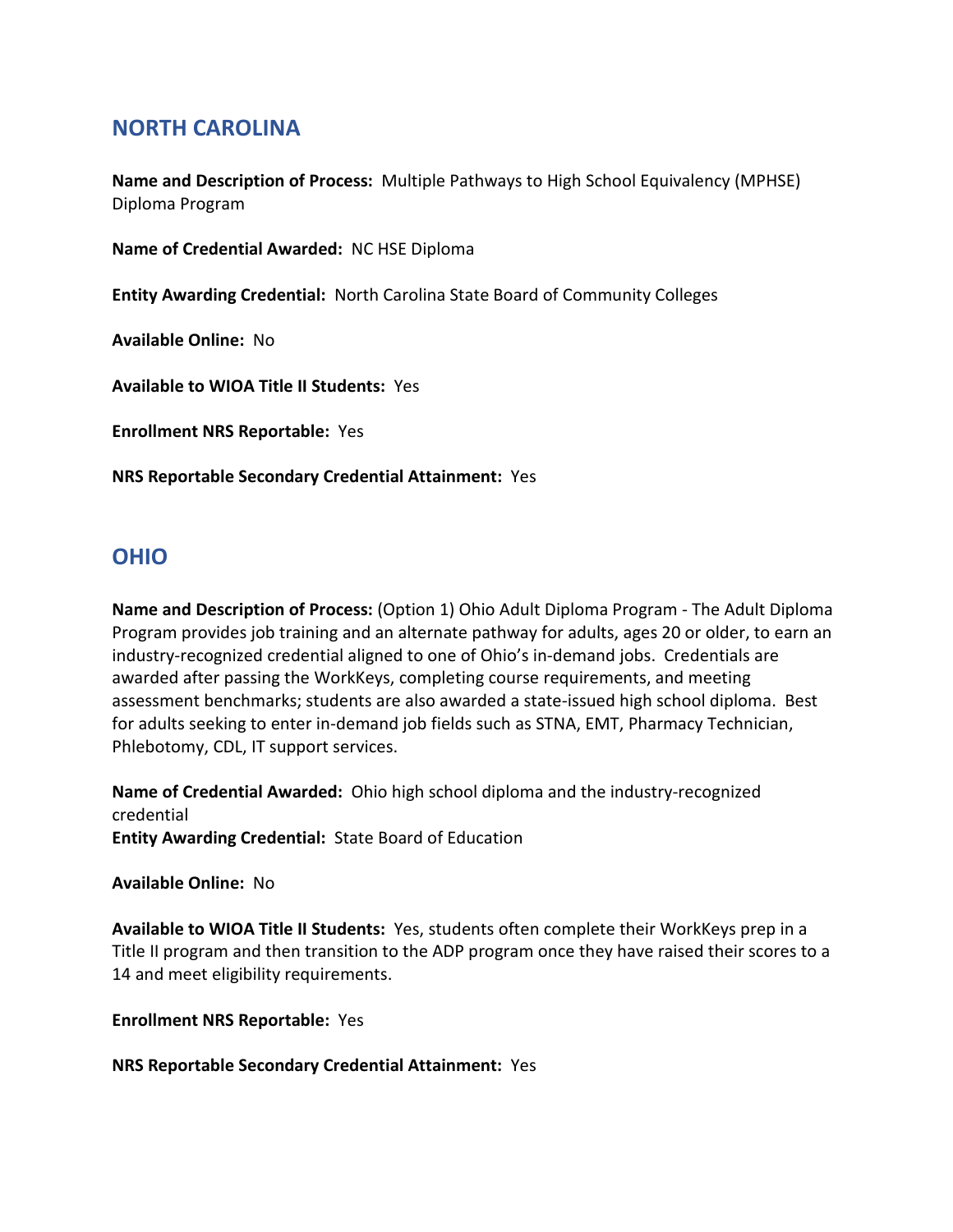## NORTH CAROLINA

**Name and Description of Process:** Multiple Pathways to High School Equivalency (MPHSE) Diploma Program

**Name of Credential Awarded:** NC HSE Diploma

**Entity Awarding Credential:** North Carolina State Board of Community Colleges

**Available Online:** No

**Available to WIOA Title II Students:** Yes

**Enrollment NRS Reportable:** Yes

**NRS Reportable Secondary Credential Attainment:** Yes

## OHIO

**Name and Description of Process:** (Option 1) Ohio Adult Diploma Program - The Adult Diploma Program provides job training and an alternate pathway for adults, ages 20 or older, to earn an industry-recognized credential aligned to one of Ohio's in-demand jobs. Credentials are awarded after passing the WorkKeys, completing course requirements, and meeting assessment benchmarks; students are also awarded a state-issued high school diploma. Best for adults seeking to enter in-demand job fields such as STNA, EMT, Pharmacy Technician, Phlebotomy, CDL, IT support services.

**Name of Credential Awarded:** Ohio high school diploma and the industry-recognized credential

**Entity Awarding Credential:** State Board of Education

**Available Online:** No

**Available to WIOA Title II Students:** Yes, students often complete their WorkKeys prep in a Title II program and then transition to the ADP program once they have raised their scores to a 14 and meet eligibility requirements.

**Enrollment NRS Reportable:** Yes

**NRS Reportable Secondary Credential Attainment:** Yes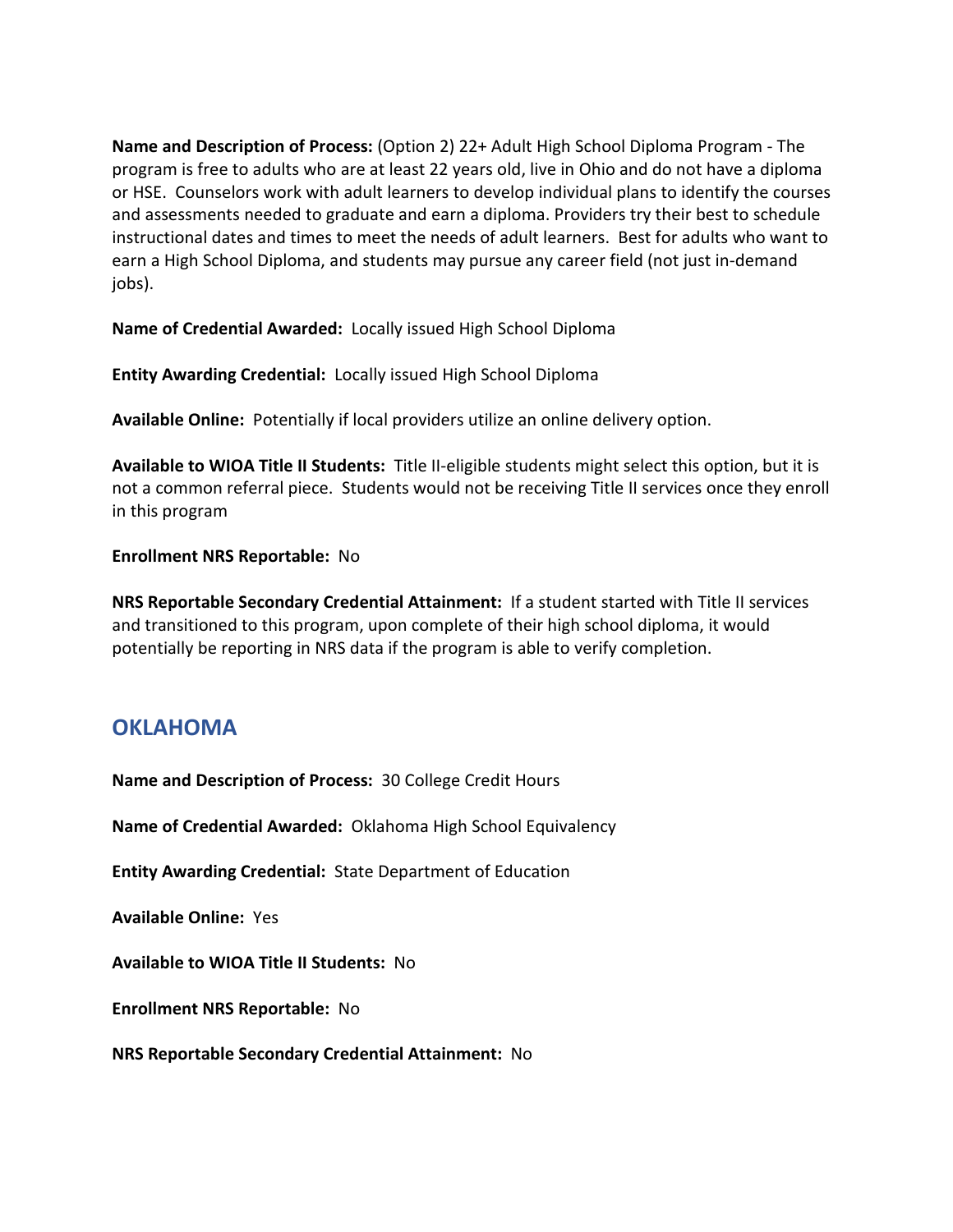**Name and Description of Process:** (Option 2) 22+ Adult High School Diploma Program - The program is free to adults who are at least 22 years old, live in Ohio and do not have a diploma or HSE. Counselors work with adult learners to develop individual plans to identify the courses and assessments needed to graduate and earn a diploma. Providers try their best to schedule instructional dates and times to meet the needs of adult learners. Best for adults who want to earn a High School Diploma, and students may pursue any career field (not just in-demand jobs).

**Name of Credential Awarded:** Locally issued High School Diploma

**Entity Awarding Credential:** Locally issued High School Diploma

**Available Online:** Potentially if local providers utilize an online delivery option.

**Available to WIOA Title II Students:** Title II-eligible students might select this option, but it is not a common referral piece. Students would not be receiving Title II services once they enroll in this program

**Enrollment NRS Reportable:** No

**NRS Reportable Secondary Credential Attainment:** If a student started with Title II services and transitioned to this program, upon complete of their high school diploma, it would potentially be reporting in NRS data if the program is able to verify completion.

## OKLAHOMA

**Name and Description of Process:** 30 College Credit Hours

**Name of Credential Awarded:** Oklahoma High School Equivalency

**Entity Awarding Credential:** State Department of Education

**Available Online:** Yes

**Available to WIOA Title II Students:** No

**Enrollment NRS Reportable:** No

**NRS Reportable Secondary Credential Attainment:** No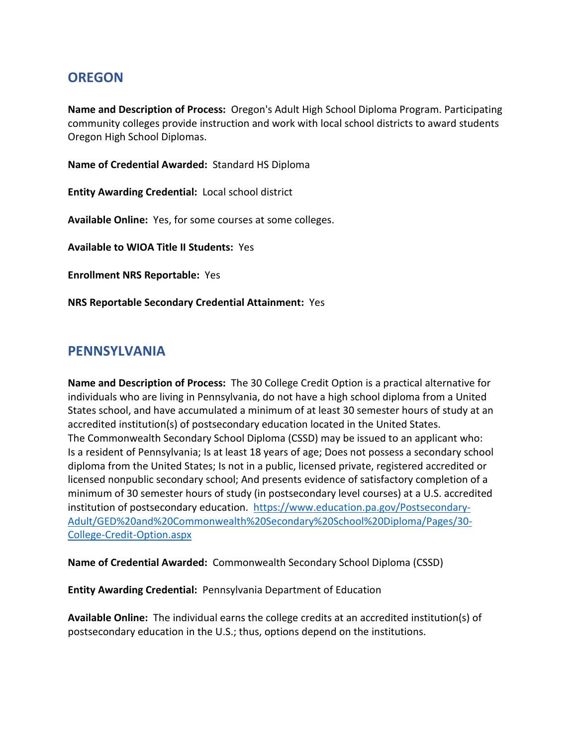## OREGON

**Name and Description of Process:** Oregon's Adult High School Diploma Program. Participating community colleges provide instruction and work with local school districts to award students Oregon High School Diplomas.

**Name of Credential Awarded:** Standard HS Diploma

**Entity Awarding Credential:** Local school district

**Available Online:** Yes, for some courses at some colleges.

**Available to WIOA Title II Students:** Yes

**Enrollment NRS Reportable:** Yes

**NRS Reportable Secondary Credential Attainment:** Yes

## PENNSYLVANIA

**Name and Description of Process:** The 30 College Credit Option is a practical alternative for individuals who are living in Pennsylvania, do not have a high school diploma from a United States school, and have accumulated a minimum of at least 30 semester hours of study at an accredited institution(s) of postsecondary education located in the United States. The Commonwealth Secondary School Diploma (CSSD) may be issued to an applicant who: Is a resident of Pennsylvania; Is at least 18 years of age; Does not possess a secondary school diploma from the United States; Is not in a public, licensed private, registered accredited or licensed nonpublic secondary school; And presents evidence of satisfactory completion of a minimum of 30 semester hours of study (in postsecondary level courses) at a U.S. accredited institution of postsecondary education. [https://www.education.pa.gov/Postsecondary-Adult/GED%20and%20Commonwealth%20Secondary%20School%20Diploma/Pages/30-College-Credit-Option.aspx](https://www.education.pa.gov/Postsecondary-Adult/GED%20and%20Commonwealth%20Secondary%20School%20Diploma/Pages/30-College-Credit-Option.aspx)

**Name of Credential Awarded:** Commonwealth Secondary School Diploma (CSSD)

**Entity Awarding Credential:** Pennsylvania Department of Education

**Available Online:** The individual earns the college credits at an accredited institution(s) of postsecondary education in the U.S.; thus, options depend on the institutions.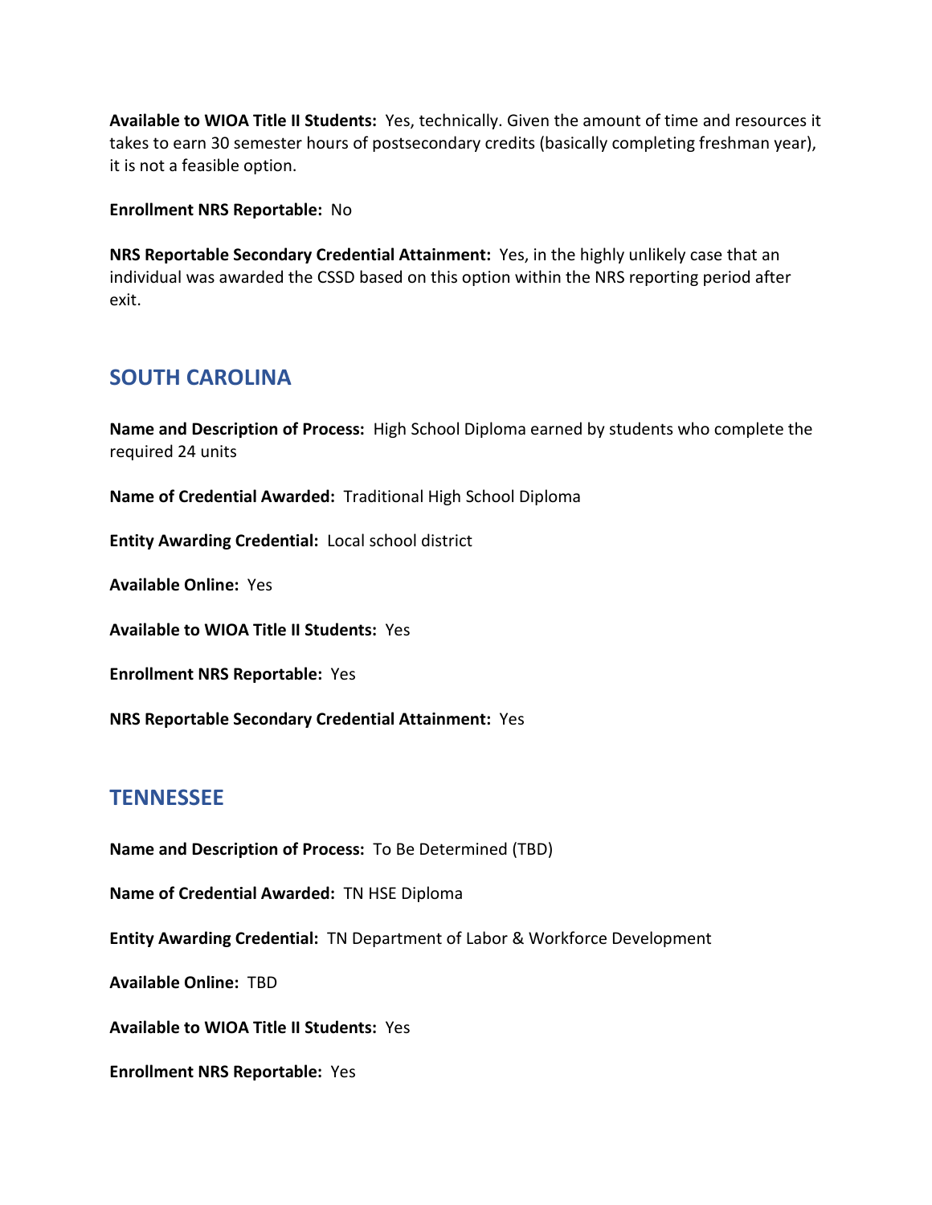**Available to WIOA Title II Students:** Yes, technically. Given the amount of time and resources it takes to earn 30 semester hours of postsecondary credits (basically completing freshman year), it is not a feasible option.

**Enrollment NRS Reportable:** No

**NRS Reportable Secondary Credential Attainment:** Yes, in the highly unlikely case that an individual was awarded the CSSD based on this option within the NRS reporting period after exit.

## SOUTH CAROLINA

**Name and Description of Process:** High School Diploma earned by students who complete the required 24 units

**Name of Credential Awarded:** Traditional High School Diploma

**Entity Awarding Credential:** Local school district

**Available Online:** Yes

**Available to WIOA Title II Students:** Yes

**Enrollment NRS Reportable:** Yes

**NRS Reportable Secondary Credential Attainment:** Yes

## TENNESSEE

**Name and Description of Process:** To Be Determined (TBD)

**Name of Credential Awarded:** TN HSE Diploma

**Entity Awarding Credential:** TN Department of Labor & Workforce Development

**Available Online:** TBD

**Available to WIOA Title II Students:** Yes

**Enrollment NRS Reportable:** Yes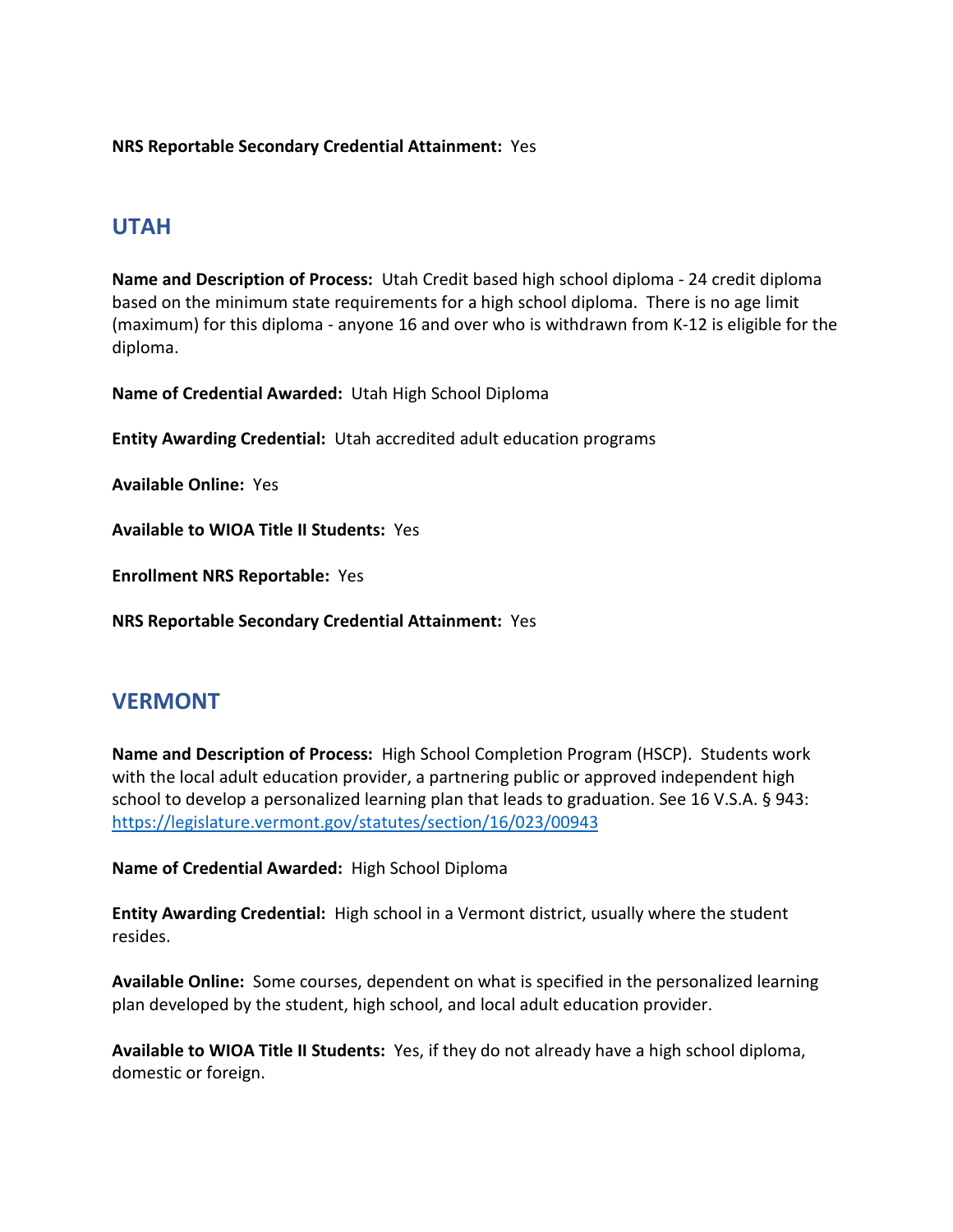**NRS Reportable Secondary Credential Attainment:** Yes

## UTAH

**Name and Description of Process:** Utah Credit based high school diploma - 24 credit diploma based on the minimum state requirements for a high school diploma. There is no age limit (maximum) for this diploma - anyone 16 and over who is withdrawn from K-12 is eligible for the diploma.

**Name of Credential Awarded:** Utah High School Diploma

**Entity Awarding Credential:** Utah accredited adult education programs

**Available Online:** Yes

**Available to WIOA Title II Students:** Yes

**Enrollment NRS Reportable:** Yes

**NRS Reportable Secondary Credential Attainment:** Yes

## VERMONT

**Name and Description of Process:** High School Completion Program (HSCP). Students work with the local adult education provider, a partnering public or approved independent high school to develop a personalized learning plan that leads to graduation. See 16 V.S.A. § 943: https://legislature.vermont.gov/statutes/section/16/023/00943

**Name of Credential Awarded:** High School Diploma

**Entity Awarding Credential:** High school in a Vermont district, usually where the student resides.

**Available Online:** Some courses, dependent on what is specified in the personalized learning plan developed by the student, high school, and local adult education provider.

**Available to WIOA Title II Students:** Yes, if they do not already have a high school diploma, domestic or foreign.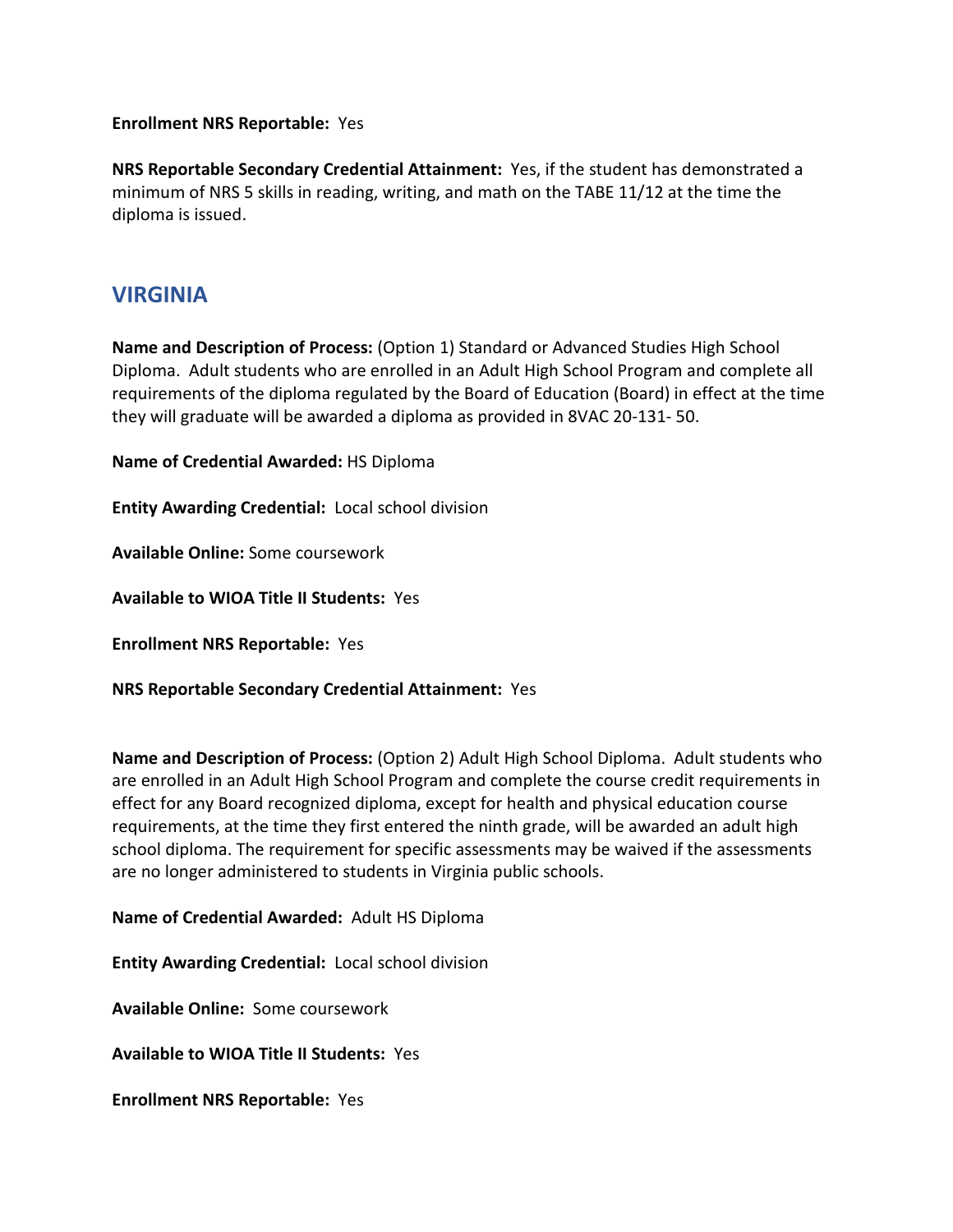**Enrollment NRS Reportable:** Yes

**NRS Reportable Secondary Credential Attainment:** Yes, if the student has demonstrated a minimum of NRS 5 skills in reading, writing, and math on the TABE 11/12 at the time the diploma is issued.

## VIRGINIA

**Name and Description of Process:** (Option 1) Standard or Advanced Studies High School Diploma. Adult students who are enrolled in an Adult High School Program and complete all requirements of the diploma regulated by the Board of Education (Board) in effect at the time they will graduate will be awarded a diploma as provided in 8VAC 20-131- 50.

**Name of Credential Awarded:** HS Diploma

**Entity Awarding Credential:** Local school division

**Available Online:** Some coursework

**Available to WIOA Title II Students:** Yes

**Enrollment NRS Reportable:** Yes

**NRS Reportable Secondary Credential Attainment:** Yes

**Name and Description of Process:** (Option 2) Adult High School Diploma. Adult students who are enrolled in an Adult High School Program and complete the course credit requirements in effect for any Board recognized diploma, except for health and physical education course requirements, at the time they first entered the ninth grade, will be awarded an adult high school diploma. The requirement for specific assessments may be waived if the assessments are no longer administered to students in Virginia public schools.

**Name of Credential Awarded:** Adult HS Diploma

**Entity Awarding Credential:** Local school division

**Available Online:** Some coursework

**Available to WIOA Title II Students:** Yes

**Enrollment NRS Reportable:** Yes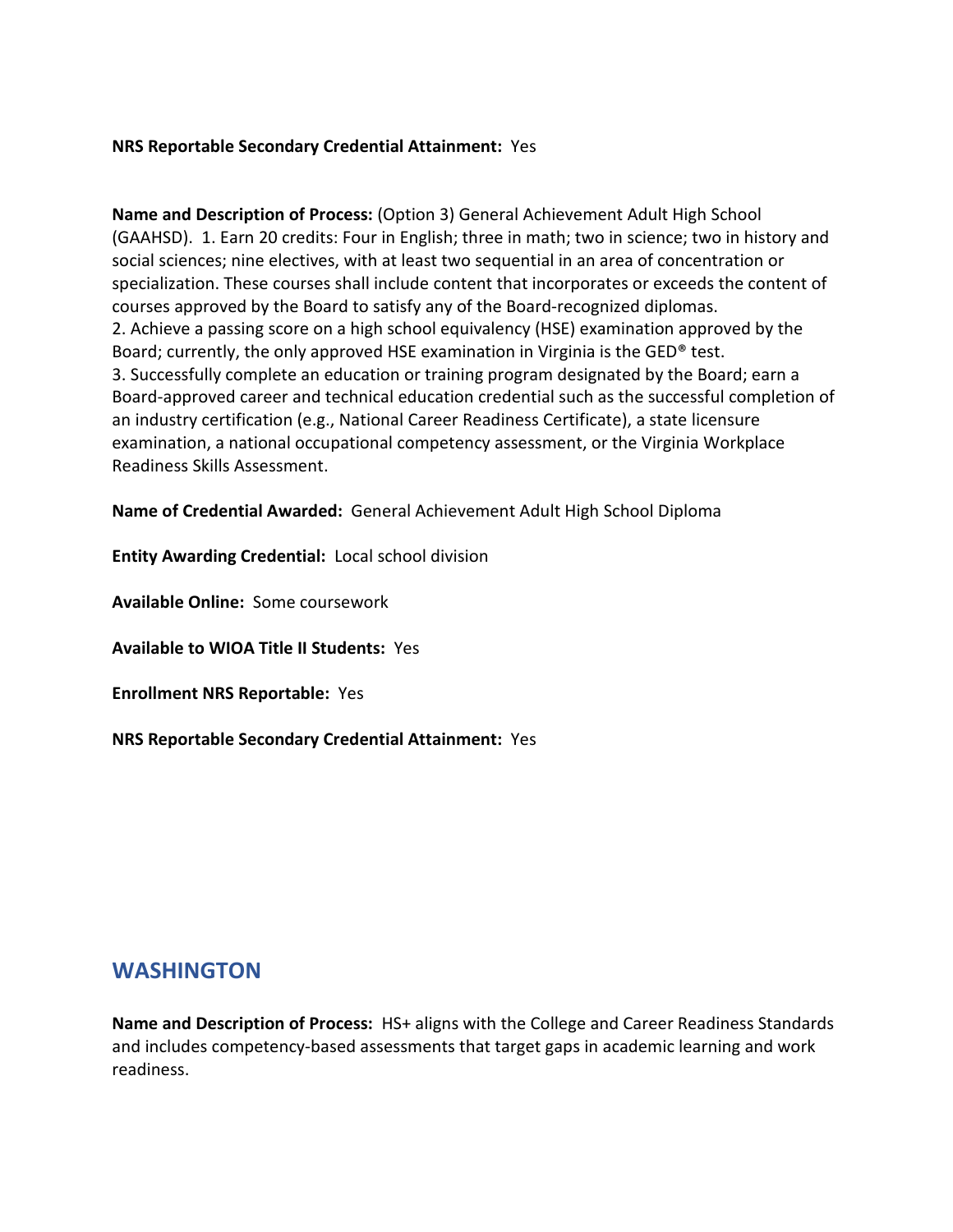**NRS Reportable Secondary Credential Attainment:** Yes

**Name and Description of Process:** (Option 3) General Achievement Adult High School (GAAHSD). 1. Earn 20 credits: Four in English; three in math; two in science; two in history and social sciences; nine electives, with at least two sequential in an area of concentration or specialization. These courses shall include content that incorporates or exceeds the content of courses approved by the Board to satisfy any of the Board-recognized diplomas.
2. Achieve a passing score on a high school equivalency (HSE) examination approved by the Board; currently, the only approved HSE examination in Virginia is the GED® test.
3. Successfully complete an education or training program designated by the Board; earn a Board-approved career and technical education credential such as the successful completion of an industry certification (e.g., National Career Readiness Certificate), a state licensure examination, a national occupational competency assessment, or the Virginia Workplace Readiness Skills Assessment.

**Name of Credential Awarded:** General Achievement Adult High School Diploma

**Entity Awarding Credential:** Local school division

**Available Online:** Some coursework

**Available to WIOA Title II Students:** Yes

**Enrollment NRS Reportable:** Yes

**NRS Reportable Secondary Credential Attainment:** Yes

## WASHINGTON

**Name and Description of Process:** HS+ aligns with the College and Career Readiness Standards and includes competency-based assessments that target gaps in academic learning and work readiness.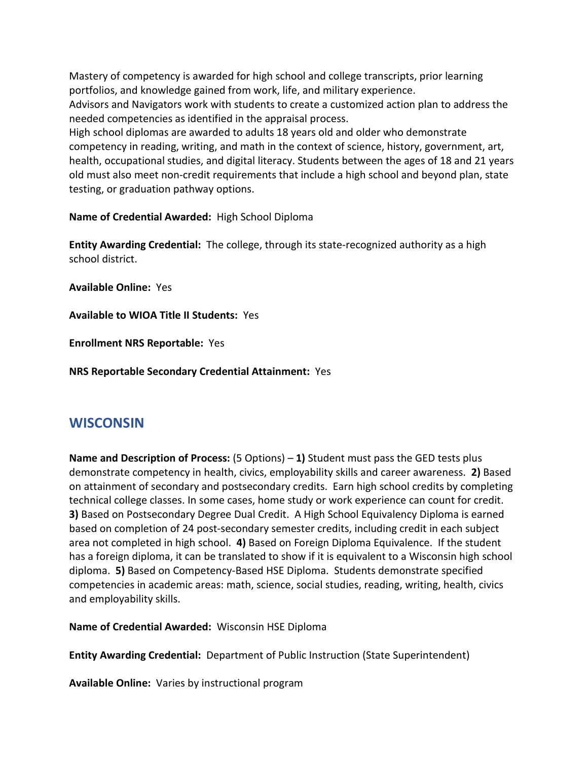Mastery of competency is awarded for high school and college transcripts, prior learning portfolios, and knowledge gained from work, life, and military experience.
Advisors and Navigators work with students to create a customized action plan to address the needed competencies as identified in the appraisal process.
High school diplomas are awarded to adults 18 years old and older who demonstrate competency in reading, writing, and math in the context of science, history, government, art, health, occupational studies, and digital literacy. Students between the ages of 18 and 21 years old must also meet non-credit requirements that include a high school and beyond plan, state testing, or graduation pathway options.

**Name of Credential Awarded:** High School Diploma

**Entity Awarding Credential:** The college, through its state-recognized authority as a high school district.

**Available Online:** Yes

**Available to WIOA Title II Students:** Yes

**Enrollment NRS Reportable:** Yes

**NRS Reportable Secondary Credential Attainment:** Yes

## WISCONSIN

**Name and Description of Process:** (5 Options) – **1)** Student must pass the GED tests plus demonstrate competency in health, civics, employability skills and career awareness. **2)** Based on attainment of secondary and postsecondary credits. Earn high school credits by completing technical college classes. In some cases, home study or work experience can count for credit. **3)** Based on Postsecondary Degree Dual Credit. A High School Equivalency Diploma is earned based on completion of 24 post-secondary semester credits, including credit in each subject area not completed in high school. **4)** Based on Foreign Diploma Equivalence. If the student has a foreign diploma, it can be translated to show if it is equivalent to a Wisconsin high school diploma. **5)** Based on Competency-Based HSE Diploma. Students demonstrate specified competencies in academic areas: math, science, social studies, reading, writing, health, civics and employability skills.

**Name of Credential Awarded:** Wisconsin HSE Diploma

**Entity Awarding Credential:** Department of Public Instruction (State Superintendent)

**Available Online:** Varies by instructional program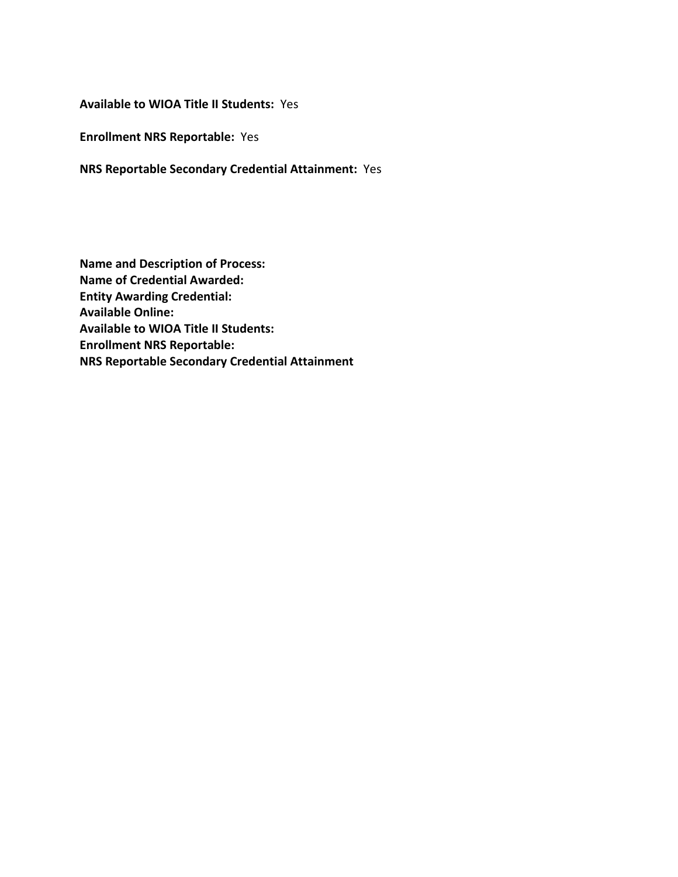**Available to WIOA Title II Students:** Yes

**Enrollment NRS Reportable:** Yes

**NRS Reportable Secondary Credential Attainment:** Yes

**Name and Description of Process:**
**Name of Credential Awarded:**
**Entity Awarding Credential:**
**Available Online:**
**Available to WIOA Title II Students:**
**Enrollment NRS Reportable:**
**NRS Reportable Secondary Credential Attainment**